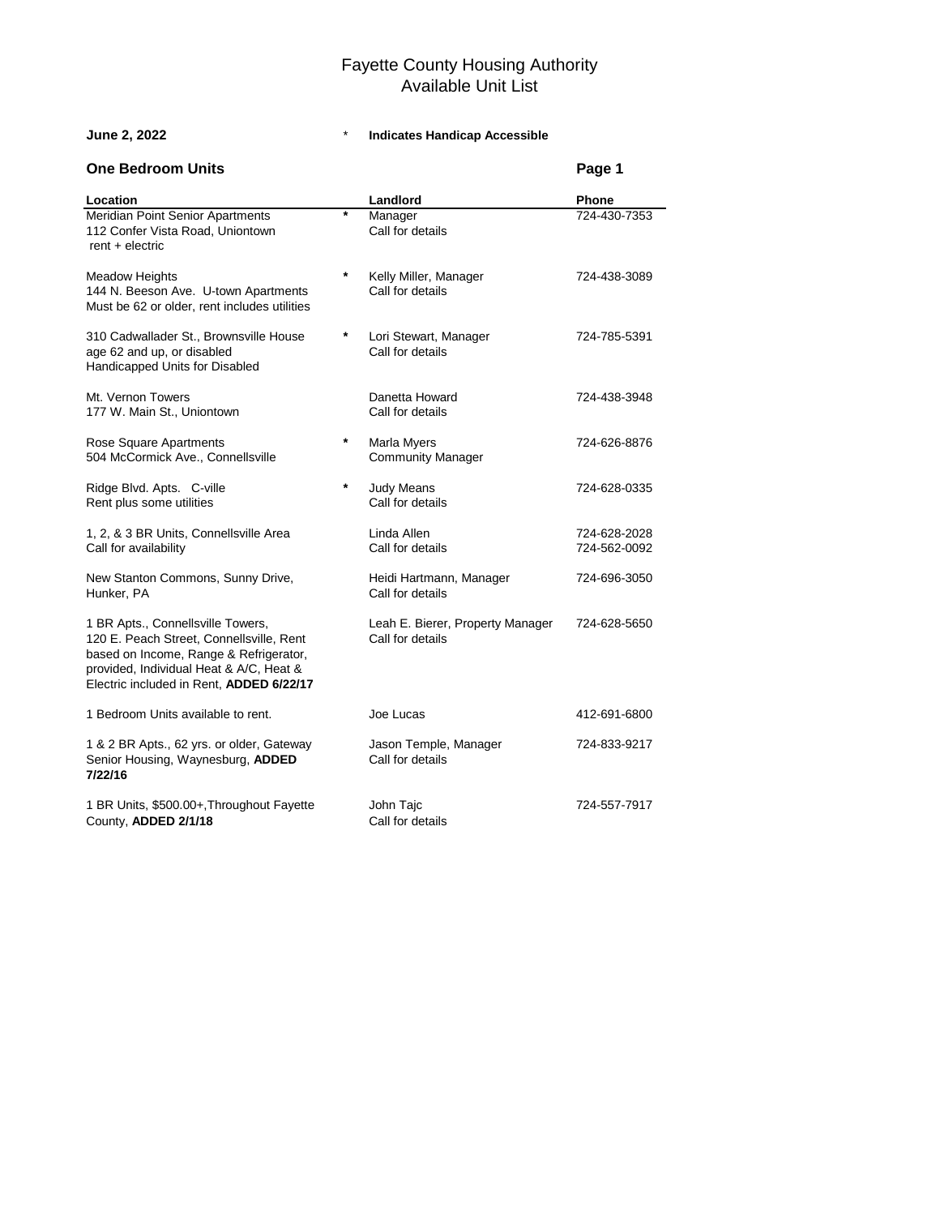# Fayette County Housing Authority
## Available Unit List

**June 2, 2022** * **Indicates Handicap Accessible**

### One Bedroom Units

| Location | | Landlord | Phone |
|---|---|---|---|
| Meridian Point Senior Apartments<br>112 Confer Vista Road, Uniontown<br>rent + electric | * | Manager<br>Call for details | 724-430-7353 |
| Meadow Heights<br>144 N. Beeson Ave. U-town Apartments<br>Must be 62 or older, rent includes utilities | * | Kelly Miller, Manager<br>Call for details | 724-438-3089 |
| 310 Cadwallader St., Brownsville House<br>age 62 and up, or disabled<br>Handicapped Units for Disabled | * | Lori Stewart, Manager<br>Call for details | 724-785-5391 |
| Mt. Vernon Towers<br>177 W. Main St., Uniontown | | Danetta Howard<br>Call for details | 724-438-3948 |
| Rose Square Apartments<br>504 McCormick Ave., Connellsville | * | Marla Myers<br>Community Manager | 724-626-8876 |
| Ridge Blvd. Apts. C-ville<br>Rent plus some utilities | * | Judy Means<br>Call for details | 724-628-0335 |
| 1, 2, & 3 BR Units, Connellsville Area<br>Call for availability | | Linda Allen<br>Call for details | 724-628-2028<br>724-562-0092 |
| New Stanton Commons, Sunny Drive,<br>Hunker, PA | | Heidi Hartmann, Manager<br>Call for details | 724-696-3050 |
| 1 BR Apts., Connellsville Towers,<br>120 E. Peach Street, Connellsville, Rent<br>based on Income, Range & Refrigerator,<br>provided, Individual Heat & A/C, Heat &<br>Electric included in Rent, **ADDED 6/22/17** | | Leah E. Bierer, Property Manager<br>Call for details | 724-628-5650 |
| 1 Bedroom Units available to rent. | | Joe Lucas | 412-691-6800 |
| 1 & 2 BR Apts., 62 yrs. or older, Gateway<br>Senior Housing, Waynesburg, **ADDED 7/22/16** | | Jason Temple, Manager<br>Call for details | 724-833-9217 |
| 1 BR Units, $500.00+,Throughout Fayette<br>County, **ADDED 2/1/18** | | John Tajc<br>Call for details | 724-557-7917 |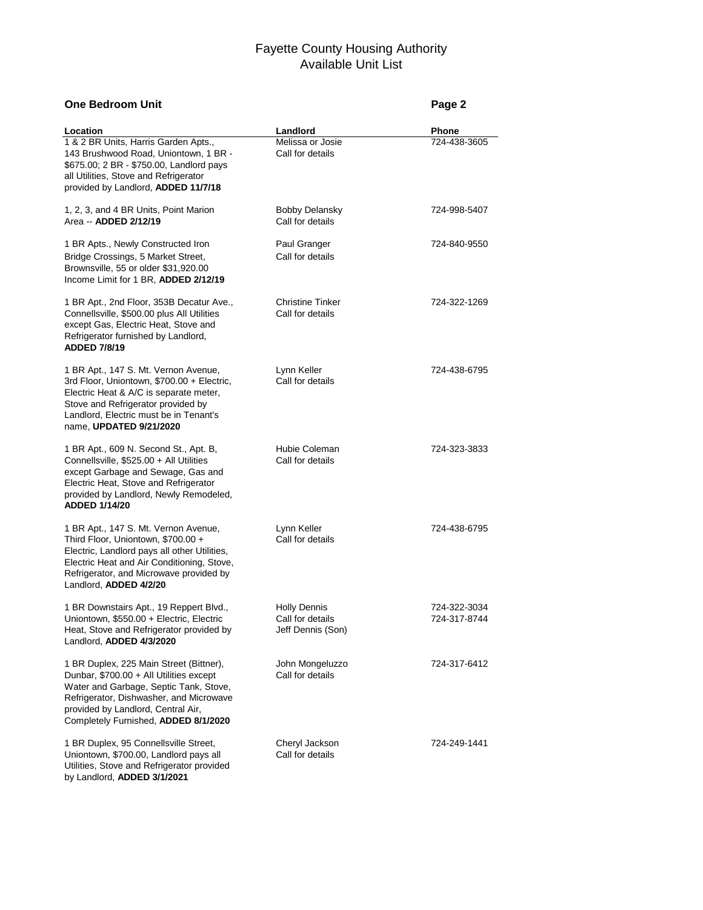# Fayette County Housing Authority
## Available Unit List

### One Bedroom Unit

| Location | Landlord | Phone |
|---|---|---|
| 1 & 2 BR Units, Harris Garden Apts., 143 Brushwood Road, Uniontown, 1 BR - $675.00; 2 BR - $750.00, Landlord pays all Utilities, Stove and Refrigerator provided by Landlord, **ADDED 11/7/18** | Melissa or Josie<br>Call for details | 724-438-3605 |
| 1, 2, 3, and 4 BR Units, Point Marion Area -- **ADDED 2/12/19** | Bobby Delansky<br>Call for details | 724-998-5407 |
| 1 BR Apts., Newly Constructed Iron Bridge Crossings, 5 Market Street, Brownsville, 55 or older $31,920.00 Income Limit for 1 BR, **ADDED 2/12/19** | Paul Granger<br>Call for details | 724-840-9550 |
| 1 BR Apt., 2nd Floor, 353B Decatur Ave., Connellsville, $500.00 plus All Utilities except Gas, Electric Heat, Stove and Refrigerator furnished by Landlord, **ADDED 7/8/19** | Christine Tinker<br>Call for details | 724-322-1269 |
| 1 BR Apt., 147 S. Mt. Vernon Avenue, 3rd Floor, Uniontown, $700.00 + Electric, Electric Heat & A/C is separate meter, Stove and Refrigerator provided by Landlord, Electric must be in Tenant's name, **UPDATED 9/21/2020** | Lynn Keller<br>Call for details | 724-438-6795 |
| 1 BR Apt., 609 N. Second St., Apt. B, Connellsville, $525.00 + All Utilities except Garbage and Sewage, Gas and Electric Heat, Stove and Refrigerator provided by Landlord, Newly Remodeled, **ADDED 1/14/20** | Hubie Coleman<br>Call for details | 724-323-3833 |
| 1 BR Apt., 147 S. Mt. Vernon Avenue, Third Floor, Uniontown, $700.00 + Electric, Landlord pays all other Utilities, Electric Heat and Air Conditioning, Stove, Refrigerator, and Microwave provided by Landlord, **ADDED 4/2/20** | Lynn Keller<br>Call for details | 724-438-6795 |
| 1 BR Downstairs Apt., 19 Reppert Blvd., Uniontown, $550.00 + Electric, Electric Heat, Stove and Refrigerator provided by Landlord, **ADDED 4/3/2020** | Holly Dennis<br>Call for details<br>Jeff Dennis (Son) | 724-322-3034<br>724-317-8744 |
| 1 BR Duplex, 225 Main Street (Bittner), Dunbar, $700.00 + All Utilities except Water and Garbage, Septic Tank, Stove, Refrigerator, Dishwasher, and Microwave provided by Landlord, Central Air, Completely Furnished, **ADDED 8/1/2020** | John Mongeluzzo<br>Call for details | 724-317-6412 |
| 1 BR Duplex, 95 Connellsville Street, Uniontown, $700.00, Landlord pays all Utilities, Stove and Refrigerator provided by Landlord, **ADDED 3/1/2021** | Cheryl Jackson<br>Call for details | 724-249-1441 |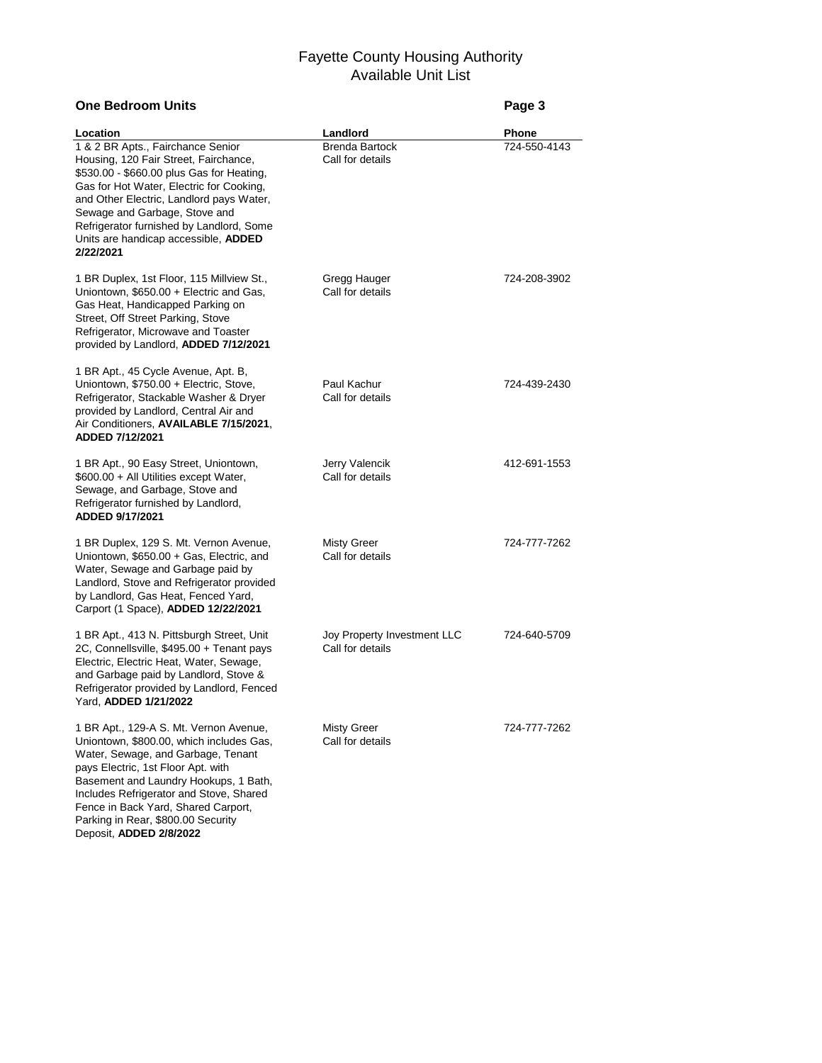# Fayette County Housing Authority
## Available Unit List

### One Bedroom Units

| Location | Landlord | Phone |
|---|---|---|
| 1 & 2 BR Apts., Fairchance Senior Housing, 120 Fair Street, Fairchance, \$530.00 - \$660.00 plus Gas for Heating, Gas for Hot Water, Electric for Cooking, and Other Electric, Landlord pays Water, Sewage and Garbage, Stove and Refrigerator furnished by Landlord, Some Units are handicap accessible, **ADDED 2/22/2021** | Brenda Bartock<br>Call for details | 724-550-4143 |
| 1 BR Duplex, 1st Floor, 115 Millview St., Uniontown, \$650.00 + Electric and Gas, Gas Heat, Handicapped Parking on Street, Off Street Parking, Stove Refrigerator, Microwave and Toaster provided by Landlord, **ADDED 7/12/2021** | Gregg Hauger<br>Call for details | 724-208-3902 |
| 1 BR Apt., 45 Cycle Avenue, Apt. B, Uniontown, \$750.00 + Electric, Stove, Refrigerator, Stackable Washer & Dryer provided by Landlord, Central Air and Air Conditioners, **AVAILABLE 7/15/2021**, **ADDED 7/12/2021** | Paul Kachur<br>Call for details | 724-439-2430 |
| 1 BR Apt., 90 Easy Street, Uniontown, \$600.00 + All Utilities except Water, Sewage, and Garbage, Stove and Refrigerator furnished by Landlord, **ADDED 9/17/2021** | Jerry Valencik<br>Call for details | 412-691-1553 |
| 1 BR Duplex, 129 S. Mt. Vernon Avenue, Uniontown, \$650.00 + Gas, Electric, and Water, Sewage and Garbage paid by Landlord, Stove and Refrigerator provided by Landlord, Gas Heat, Fenced Yard, Carport (1 Space), **ADDED 12/22/2021** | Misty Greer<br>Call for details | 724-777-7262 |
| 1 BR Apt., 413 N. Pittsburgh Street, Unit 2C, Connellsville, \$495.00 + Tenant pays Electric, Electric Heat, Water, Sewage, and Garbage paid by Landlord, Stove & Refrigerator provided by Landlord, Fenced Yard, **ADDED 1/21/2022** | Joy Property Investment LLC<br>Call for details | 724-640-5709 |
| 1 BR Apt., 129-A S. Mt. Vernon Avenue, Uniontown, \$800.00, which includes Gas, Water, Sewage, and Garbage, Tenant pays Electric, 1st Floor Apt. with Basement and Laundry Hookups, 1 Bath, Includes Refrigerator and Stove, Shared Fence in Back Yard, Shared Carport, Parking in Rear, \$800.00 Security Deposit, **ADDED 2/8/2022** | Misty Greer<br>Call for details | 724-777-7262 |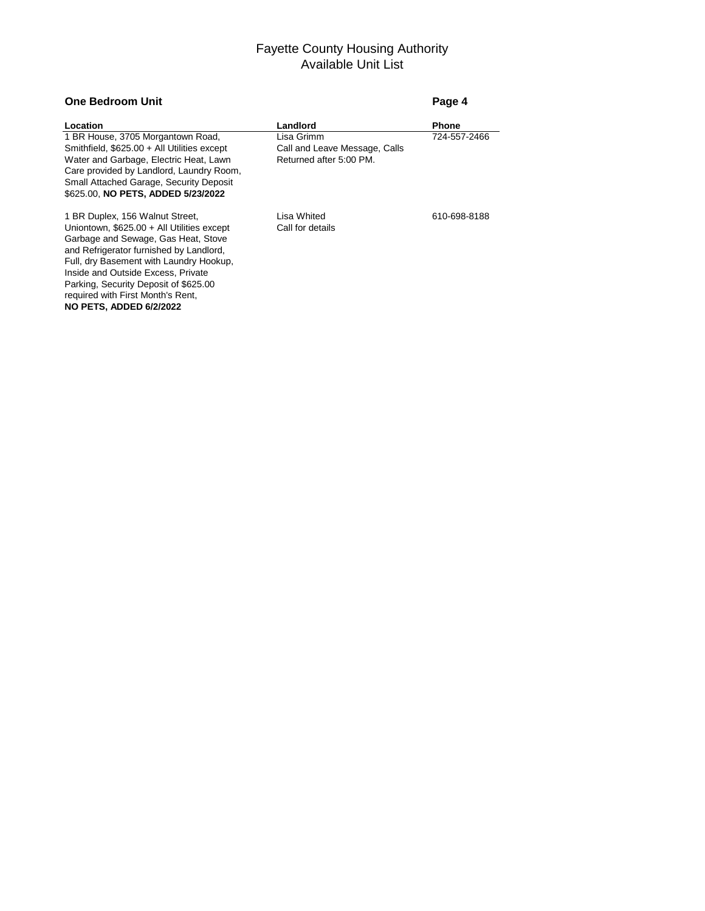# Fayette County Housing Authority
## Available Unit List

**One Bedroom Unit**

| Location | Landlord | Phone |
|---|---|---|
| 1 BR House, 3705 Morgantown Road, Smithfield, $625.00 + All Utilities except Water and Garbage, Electric Heat, Lawn Care provided by Landlord, Laundry Room, Small Attached Garage, Security Deposit $625.00, **NO PETS, ADDED 5/23/2022** | Lisa Grimm Call and Leave Message, Calls Returned after 5:00 PM. | 724-557-2466 |
| 1 BR Duplex, 156 Walnut Street, Uniontown, $625.00 + All Utilities except Garbage and Sewage, Gas Heat, Stove and Refrigerator furnished by Landlord, Full, dry Basement with Laundry Hookup, Inside and Outside Excess, Private Parking, Security Deposit of $625.00 required with First Month's Rent, **NO PETS, ADDED 6/2/2022** | Lisa Whited Call for details | 610-698-8188 |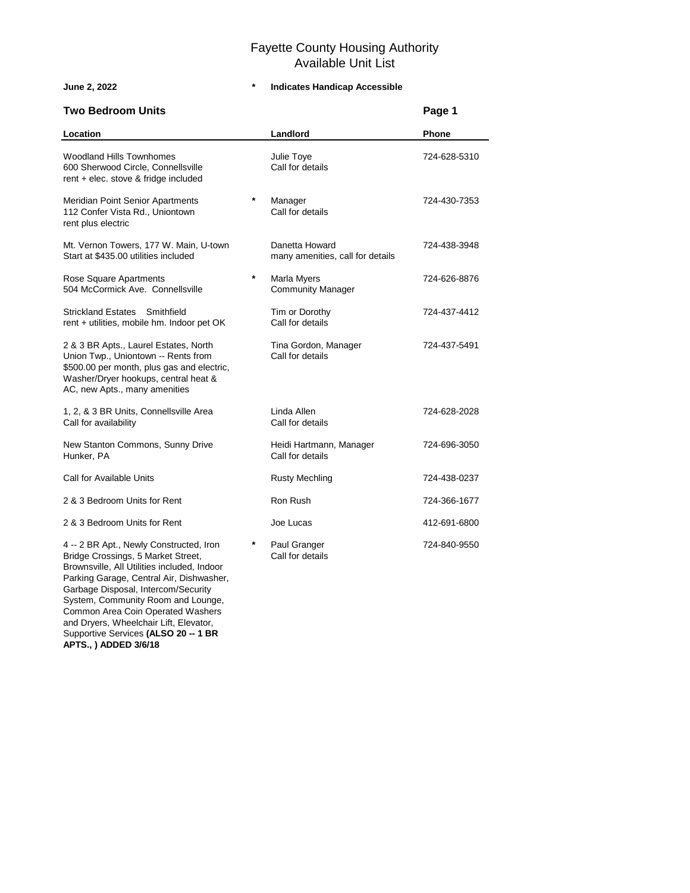# Fayette County Housing Authority
## Available Unit List

**June 2, 2022** &nbsp;&nbsp;&nbsp;&nbsp; * &nbsp; **Indicates Handicap Accessible**

### Two Bedroom Units

| Location | | Landlord | Phone |
|---|---|---|---|
| Woodland Hills Townhomes<br>600 Sherwood Circle, Connellsville<br>rent + elec. stove & fridge included | | Julie Toye<br>Call for details | 724-628-5310 |
| Meridian Point Senior Apartments<br>112 Confer Vista Rd., Uniontown<br>rent plus electric | * | Manager<br>Call for details | 724-430-7353 |
| Mt. Vernon Towers, 177 W. Main, U-town<br>Start at $435.00 utilities included | | Danetta Howard<br>many amenities, call for details | 724-438-3948 |
| Rose Square Apartments<br>504 McCormick Ave. Connellsville | * | Marla Myers<br>Community Manager | 724-626-8876 |
| Strickland Estates Smithfield<br>rent + utilities, mobile hm. Indoor pet OK | | Tim or Dorothy<br>Call for details | 724-437-4412 |
| 2 & 3 BR Apts., Laurel Estates, North Union Twp., Uniontown -- Rents from $500.00 per month, plus gas and electric, Washer/Dryer hookups, central heat & AC, new Apts., many amenities | | Tina Gordon, Manager<br>Call for details | 724-437-5491 |
| 1, 2, & 3 BR Units, Connellsville Area<br>Call for availability | | Linda Allen<br>Call for details | 724-628-2028 |
| New Stanton Commons, Sunny Drive<br>Hunker, PA | | Heidi Hartmann, Manager<br>Call for details | 724-696-3050 |
| Call for Available Units | | Rusty Mechling | 724-438-0237 |
| 2 & 3 Bedroom Units for Rent | | Ron Rush | 724-366-1677 |
| 2 & 3 Bedroom Units for Rent | | Joe Lucas | 412-691-6800 |
| 4 -- 2 BR Apt., Newly Constructed, Iron Bridge Crossings, 5 Market Street, Brownsville, All Utilities included, Indoor Parking Garage, Central Air, Dishwasher, Garbage Disposal, Intercom/Security System, Community Room and Lounge, Common Area Coin Operated Washers and Dryers, Wheelchair Lift, Elevator, Supportive Services **(ALSO 20 -- 1 BR APTS., ) ADDED 3/6/18** | * | Paul Granger<br>Call for details | 724-840-9550 |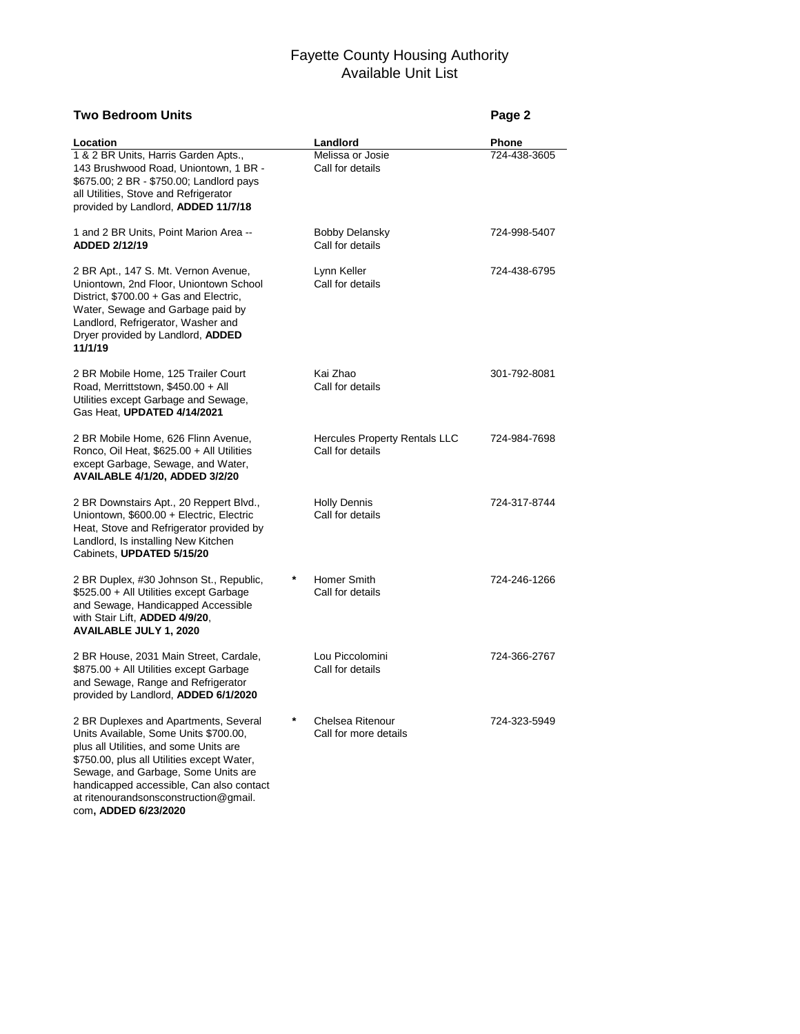# Fayette County Housing Authority
## Available Unit List

**Two Bedroom Units**

**Page 2**

| Location | | Landlord | Phone |
|---|---|---|---|
| 1 & 2 BR Units, Harris Garden Apts., 143 Brushwood Road, Uniontown, 1 BR - $675.00; 2 BR - $750.00; Landlord pays all Utilities, Stove and Refrigerator provided by Landlord, **ADDED 11/7/18** | | Melissa or Josie<br>Call for details | 724-438-3605 |
| 1 and 2 BR Units, Point Marion Area -- **ADDED 2/12/19** | | Bobby Delansky<br>Call for details | 724-998-5407 |
| 2 BR Apt., 147 S. Mt. Vernon Avenue, Uniontown, 2nd Floor, Uniontown School District, $700.00 + Gas and Electric, Water, Sewage and Garbage paid by Landlord, Refrigerator, Washer and Dryer provided by Landlord, **ADDED 11/1/19** | | Lynn Keller<br>Call for details | 724-438-6795 |
| 2 BR Mobile Home, 125 Trailer Court Road, Merrittstown, $450.00 + All Utilities except Garbage and Sewage, Gas Heat, **UPDATED 4/14/2021** | | Kai Zhao<br>Call for details | 301-792-8081 |
| 2 BR Mobile Home, 626 Flinn Avenue, Ronco, Oil Heat, $625.00 + All Utilities except Garbage, Sewage, and Water, **AVAILABLE 4/1/20, ADDED 3/2/20** | | Hercules Property Rentals LLC<br>Call for details | 724-984-7698 |
| 2 BR Downstairs Apt., 20 Reppert Blvd., Uniontown, $600.00 + Electric, Electric Heat, Stove and Refrigerator provided by Landlord, Is installing New Kitchen Cabinets, **UPDATED 5/15/20** | | Holly Dennis<br>Call for details | 724-317-8744 |
| 2 BR Duplex, #30 Johnson St., Republic, $525.00 + All Utilities except Garbage and Sewage, Handicapped Accessible with Stair Lift, **ADDED 4/9/20**, **AVAILABLE JULY 1, 2020** | * | Homer Smith<br>Call for details | 724-246-1266 |
| 2 BR House, 2031 Main Street, Cardale, $875.00 + All Utilities except Garbage and Sewage, Range and Refrigerator provided by Landlord, **ADDED 6/1/2020** | | Lou Piccolomini<br>Call for details | 724-366-2767 |
| 2 BR Duplexes and Apartments, Several Units Available, Some Units $700.00, plus all Utilities, and some Units are $750.00, plus all Utilities except Water, Sewage, and Garbage, Some Units are handicapped accessible, Can also contact at ritenourandsonsconstruction@gmail.com**, ADDED 6/23/2020** | * | Chelsea Ritenour<br>Call for more details | 724-323-5949 |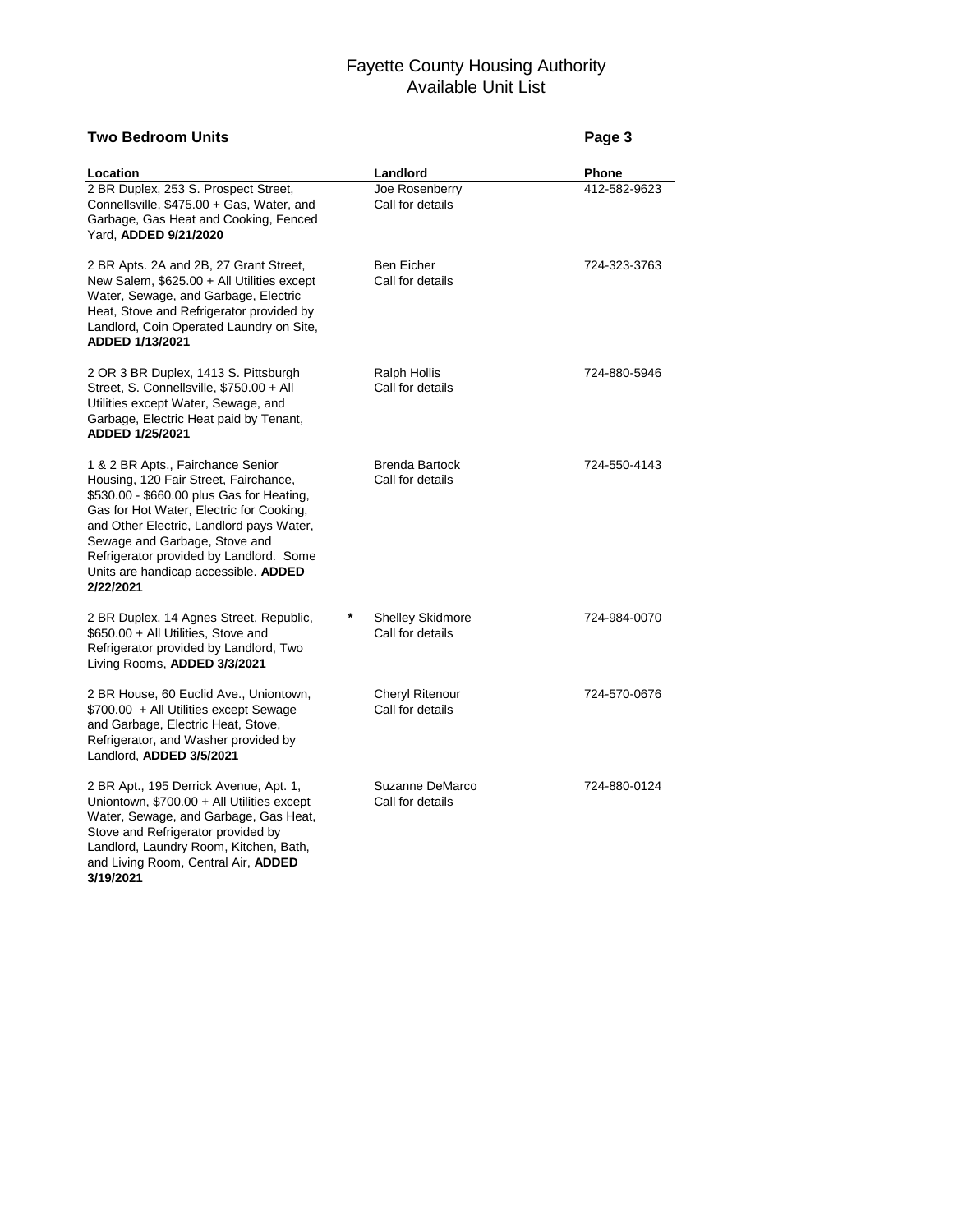# Fayette County Housing Authority
## Available Unit List

**Two Bedroom Units** **Page 3**

| Location | | Landlord | Phone |
|---|---|---|---|
| 2 BR Duplex, 253 S. Prospect Street, Connellsville, $475.00 + Gas, Water, and Garbage, Gas Heat and Cooking, Fenced Yard, **ADDED 9/21/2020** | | Joe Rosenberry<br>Call for details | 412-582-9623 |
| 2 BR Apts. 2A and 2B, 27 Grant Street, New Salem, $625.00 + All Utilities except Water, Sewage, and Garbage, Electric Heat, Stove and Refrigerator provided by Landlord, Coin Operated Laundry on Site, **ADDED 1/13/2021** | | Ben Eicher<br>Call for details | 724-323-3763 |
| 2 OR 3 BR Duplex, 1413 S. Pittsburgh Street, S. Connellsville, $750.00 + All Utilities except Water, Sewage, and Garbage, Electric Heat paid by Tenant, **ADDED 1/25/2021** | | Ralph Hollis<br>Call for details | 724-880-5946 |
| 1 & 2 BR Apts., Fairchance Senior Housing, 120 Fair Street, Fairchance, $530.00 - $660.00 plus Gas for Heating, Gas for Hot Water, Electric for Cooking, and Other Electric, Landlord pays Water, Sewage and Garbage, Stove and Refrigerator provided by Landlord. Some Units are handicap accessible. **ADDED 2/22/2021** | | Brenda Bartock<br>Call for details | 724-550-4143 |
| 2 BR Duplex, 14 Agnes Street, Republic, $650.00 + All Utilities, Stove and Refrigerator provided by Landlord, Two Living Rooms, **ADDED 3/3/2021** | * | Shelley Skidmore<br>Call for details | 724-984-0070 |
| 2 BR House, 60 Euclid Ave., Uniontown, $700.00 + All Utilities except Sewage and Garbage, Electric Heat, Stove, Refrigerator, and Washer provided by Landlord, **ADDED 3/5/2021** | | Cheryl Ritenour<br>Call for details | 724-570-0676 |
| 2 BR Apt., 195 Derrick Avenue, Apt. 1, Uniontown, $700.00 + All Utilities except Water, Sewage, and Garbage, Gas Heat, Stove and Refrigerator provided by Landlord, Laundry Room, Kitchen, Bath, and Living Room, Central Air, **ADDED 3/19/2021** | | Suzanne DeMarco<br>Call for details | 724-880-0124 |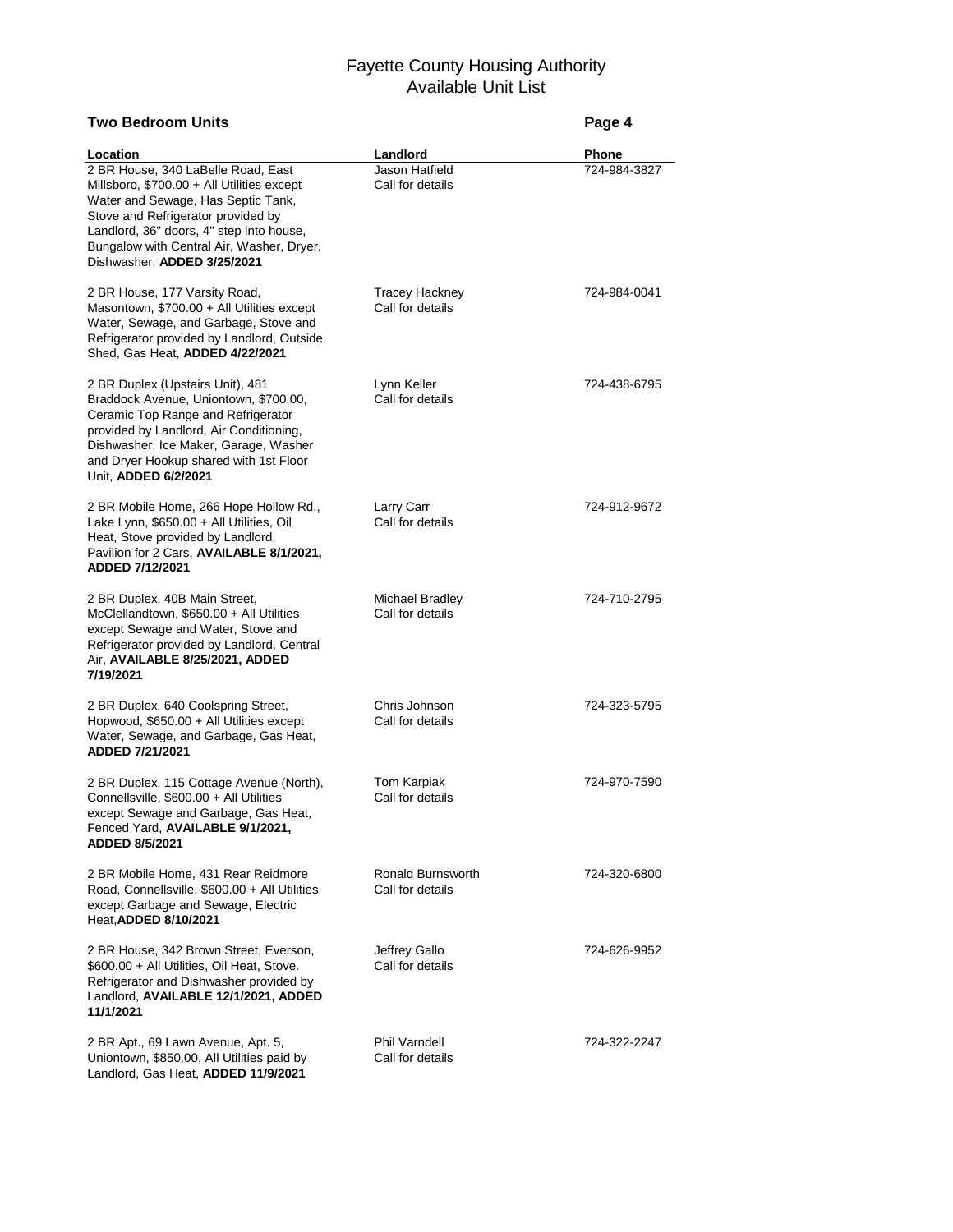# Fayette County Housing Authority
## Available Unit List

**Two Bedroom Units**

**Page 4**

| Location | Landlord | Phone |
|---|---|---|
| 2 BR House, 340 LaBelle Road, East Millsboro, $700.00 + All Utilities except Water and Sewage, Has Septic Tank, Stove and Refrigerator provided by Landlord, 36" doors, 4" step into house, Bungalow with Central Air, Washer, Dryer, Dishwasher, **ADDED 3/25/2021** | Jason Hatfield<br>Call for details | 724-984-3827 |
| 2 BR House, 177 Varsity Road, Masontown, $700.00 + All Utilities except Water, Sewage, and Garbage, Stove and Refrigerator provided by Landlord, Outside Shed, Gas Heat, **ADDED 4/22/2021** | Tracey Hackney<br>Call for details | 724-984-0041 |
| 2 BR Duplex (Upstairs Unit), 481 Braddock Avenue, Uniontown, $700.00, Ceramic Top Range and Refrigerator provided by Landlord, Air Conditioning, Dishwasher, Ice Maker, Garage, Washer and Dryer Hookup shared with 1st Floor Unit, **ADDED 6/2/2021** | Lynn Keller<br>Call for details | 724-438-6795 |
| 2 BR Mobile Home, 266 Hope Hollow Rd., Lake Lynn, $650.00 + All Utilities, Oil Heat, Stove provided by Landlord, Pavilion for 2 Cars, **AVAILABLE 8/1/2021, ADDED 7/12/2021** | Larry Carr<br>Call for details | 724-912-9672 |
| 2 BR Duplex, 40B Main Street, McClellandtown, $650.00 + All Utilities except Sewage and Water, Stove and Refrigerator provided by Landlord, Central Air, **AVAILABLE 8/25/2021, ADDED 7/19/2021** | Michael Bradley<br>Call for details | 724-710-2795 |
| 2 BR Duplex, 640 Coolspring Street, Hopwood, $650.00 + All Utilities except Water, Sewage, and Garbage, Gas Heat, **ADDED 7/21/2021** | Chris Johnson<br>Call for details | 724-323-5795 |
| 2 BR Duplex, 115 Cottage Avenue (North), Connellsville, $600.00 + All Utilities except Sewage and Garbage, Gas Heat, Fenced Yard, **AVAILABLE 9/1/2021, ADDED 8/5/2021** | Tom Karpiak<br>Call for details | 724-970-7590 |
| 2 BR Mobile Home, 431 Rear Reidmore Road, Connellsville, $600.00 + All Utilities except Garbage and Sewage, Electric Heat,**ADDED 8/10/2021** | Ronald Burnsworth<br>Call for details | 724-320-6800 |
| 2 BR House, 342 Brown Street, Everson, $600.00 + All Utilities, Oil Heat, Stove. Refrigerator and Dishwasher provided by Landlord, **AVAILABLE 12/1/2021, ADDED 11/1/2021** | Jeffrey Gallo<br>Call for details | 724-626-9952 |
| 2 BR Apt., 69 Lawn Avenue, Apt. 5, Uniontown, $850.00, All Utilities paid by Landlord, Gas Heat, **ADDED 11/9/2021** | Phil Varndell<br>Call for details | 724-322-2247 |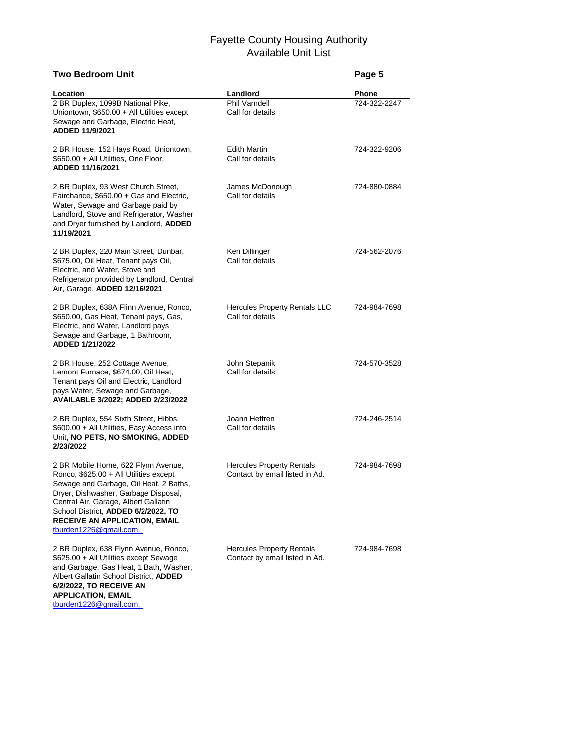# Fayette County Housing Authority
## Available Unit List

**Two Bedroom Unit**

| Location | Landlord | Phone |
|---|---|---|
| 2 BR Duplex, 1099B National Pike, Uniontown, $650.00 + All Utilities except Sewage and Garbage, Electric Heat, **ADDED 11/9/2021** | Phil Varndell<br>Call for details | 724-322-2247 |
| 2 BR House, 152 Hays Road, Uniontown, $650.00 + All Utilities, One Floor, **ADDED 11/16/2021** | Edith Martin<br>Call for details | 724-322-9206 |
| 2 BR Duplex, 93 West Church Street, Fairchance, $650.00 + Gas and Electric, Water, Sewage and Garbage paid by Landlord, Stove and Refrigerator, Washer and Dryer furnished by Landlord, **ADDED 11/19/2021** | James McDonough<br>Call for details | 724-880-0884 |
| 2 BR Duplex, 220 Main Street, Dunbar, $675.00, Oil Heat, Tenant pays Oil, Electric, and Water, Stove and Refrigerator provided by Landlord, Central Air, Garage, **ADDED 12/16/2021** | Ken Dillinger<br>Call for details | 724-562-2076 |
| 2 BR Duplex, 638A Flinn Avenue, Ronco, $650.00, Gas Heat, Tenant pays, Gas, Electric, and Water, Landlord pays Sewage and Garbage, 1 Bathroom, **ADDED 1/21/2022** | Hercules Property Rentals LLC<br>Call for details | 724-984-7698 |
| 2 BR House, 252 Cottage Avenue, Lemont Furnace, $674.00, Oil Heat, Tenant pays Oil and Electric, Landlord pays Water, Sewage and Garbage, **AVAILABLE 3/2022; ADDED 2/23/2022** | John Stepanik<br>Call for details | 724-570-3528 |
| 2 BR Duplex, 554 Sixth Street, Hibbs, $600.00 + All Utilities, Easy Access into Unit, **NO PETS, NO SMOKING, ADDED 2/23/2022** | Joann Heffren<br>Call for details | 724-246-2514 |
| 2 BR Mobile Home, 622 Flynn Avenue, Ronco, $625.00 + All Utilities except Sewage and Garbage, Oil Heat, 2 Baths, Dryer, Dishwasher, Garbage Disposal, Central Air, Garage, Albert Gallatin School District, **ADDED 6/2/2022, TO RECEIVE AN APPLICATION, EMAIL** tburden1226@gmail.com. | Hercules Property Rentals<br>Contact by email listed in Ad. | 724-984-7698 |
| 2 BR Duplex, 638 Flynn Avenue, Ronco, $625.00 + All Utilities except Sewage and Garbage, Gas Heat, 1 Bath, Washer, Albert Gallatin School District, **ADDED 6/2/2022, TO RECEIVE AN APPLICATION, EMAIL** tburden1226@gmail.com. | Hercules Property Rentals<br>Contact by email listed in Ad. | 724-984-7698 |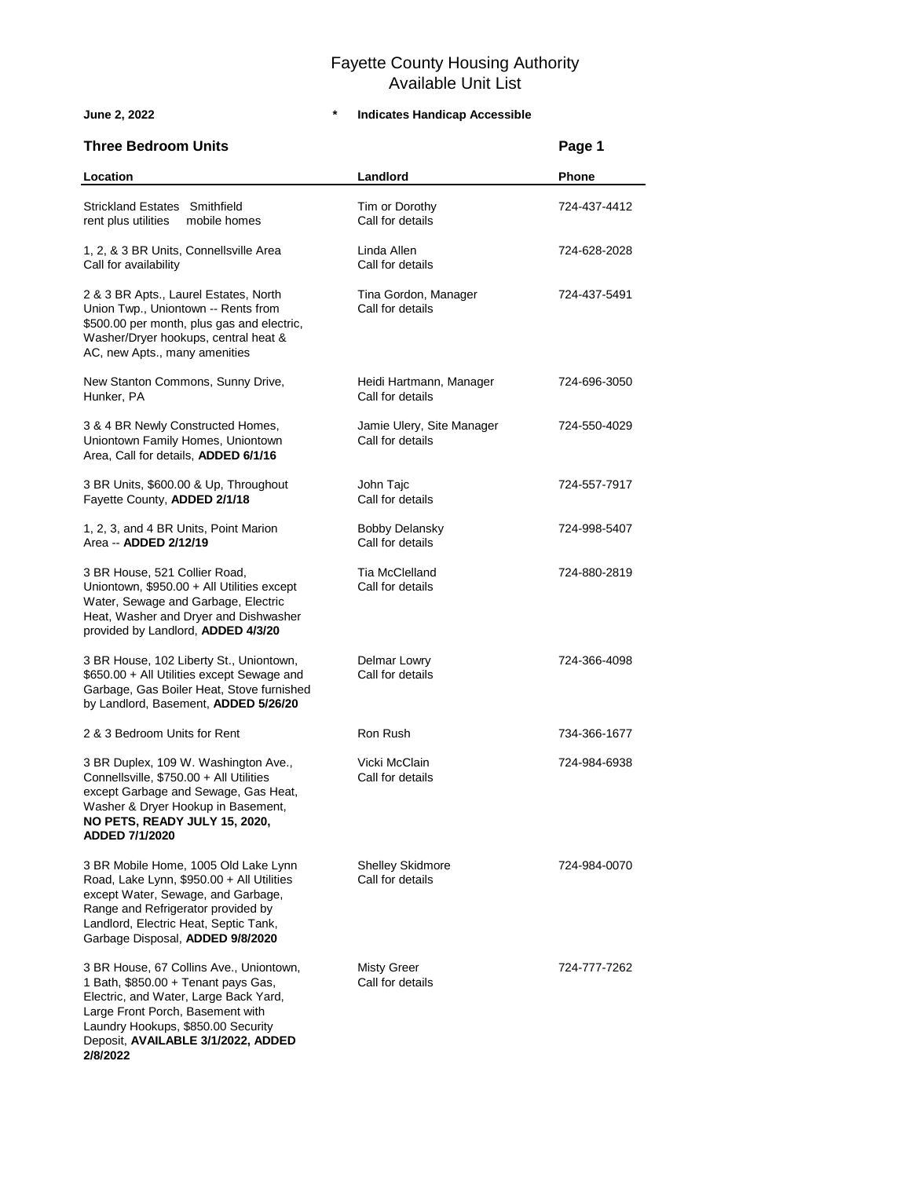# Fayette County Housing Authority
## Available Unit List

**June 2, 2022** &nbsp;&nbsp;&nbsp;&nbsp; * **Indicates Handicap Accessible**

### Three Bedroom Units

| Location | Landlord | Phone |
|---|---|---|
| Strickland Estates Smithfield<br>rent plus utilities mobile homes | Tim or Dorothy<br>Call for details | 724-437-4412 |
| 1, 2, & 3 BR Units, Connellsville Area<br>Call for availability | Linda Allen<br>Call for details | 724-628-2028 |
| 2 & 3 BR Apts., Laurel Estates, North Union Twp., Uniontown -- Rents from $500.00 per month, plus gas and electric, Washer/Dryer hookups, central heat & AC, new Apts., many amenities | Tina Gordon, Manager<br>Call for details | 724-437-5491 |
| New Stanton Commons, Sunny Drive, Hunker, PA | Heidi Hartmann, Manager<br>Call for details | 724-696-3050 |
| 3 & 4 BR Newly Constructed Homes, Uniontown Family Homes, Uniontown Area, Call for details, **ADDED 6/1/16** | Jamie Ulery, Site Manager<br>Call for details | 724-550-4029 |
| 3 BR Units, $600.00 & Up, Throughout Fayette County, **ADDED 2/1/18** | John Tajc<br>Call for details | 724-557-7917 |
| 1, 2, 3, and 4 BR Units, Point Marion Area -- **ADDED 2/12/19** | Bobby Delansky<br>Call for details | 724-998-5407 |
| 3 BR House, 521 Collier Road, Uniontown, $950.00 + All Utilities except Water, Sewage and Garbage, Electric Heat, Washer and Dryer and Dishwasher provided by Landlord, **ADDED 4/3/20** | Tia McClelland<br>Call for details | 724-880-2819 |
| 3 BR House, 102 Liberty St., Uniontown, $650.00 + All Utilities except Sewage and Garbage, Gas Boiler Heat, Stove furnished by Landlord, Basement, **ADDED 5/26/20** | Delmar Lowry<br>Call for details | 724-366-4098 |
| 2 & 3 Bedroom Units for Rent | Ron Rush | 734-366-1677 |
| 3 BR Duplex, 109 W. Washington Ave., Connellsville, $750.00 + All Utilities except Garbage and Sewage, Gas Heat, Washer & Dryer Hookup in Basement, **NO PETS, READY JULY 15, 2020, ADDED 7/1/2020** | Vicki McClain<br>Call for details | 724-984-6938 |
| 3 BR Mobile Home, 1005 Old Lake Lynn Road, Lake Lynn, $950.00 + All Utilities except Water, Sewage, and Garbage, Range and Refrigerator provided by Landlord, Electric Heat, Septic Tank, Garbage Disposal, **ADDED 9/8/2020** | Shelley Skidmore<br>Call for details | 724-984-0070 |
| 3 BR House, 67 Collins Ave., Uniontown, 1 Bath, $850.00 + Tenant pays Gas, Electric, and Water, Large Back Yard, Large Front Porch, Basement with Laundry Hookups, $850.00 Security Deposit, **AVAILABLE 3/1/2022, ADDED 2/8/2022** | Misty Greer<br>Call for details | 724-777-7262 |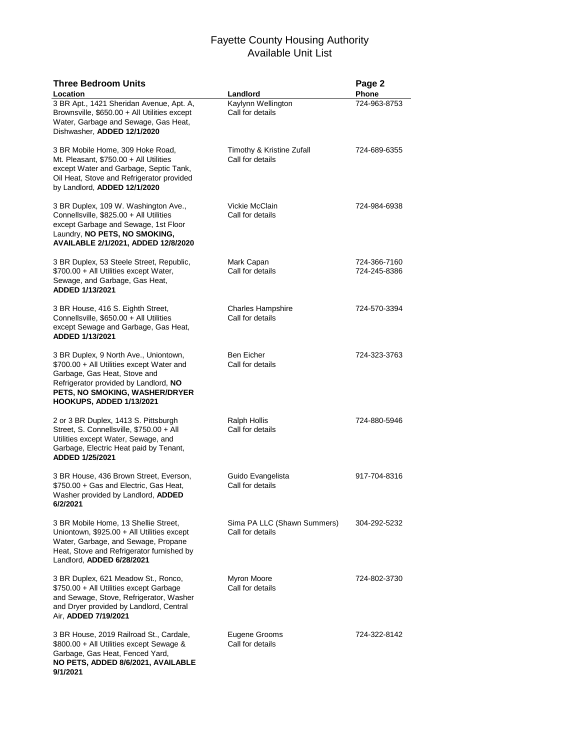# Fayette County Housing Authority
## Available Unit List

### Three Bedroom Units

Page 2

| Location | Landlord | Phone |
| --- | --- | --- |
| 3 BR Apt., 1421 Sheridan Avenue, Apt. A, Brownsville, $650.00 + All Utilities except Water, Garbage and Sewage, Gas Heat, Dishwasher, **ADDED 12/1/2020** | Kaylynn Wellington<br>Call for details | 724-963-8753 |
| 3 BR Mobile Home, 309 Hoke Road, Mt. Pleasant, $750.00 + All Utilities except Water and Garbage, Septic Tank, Oil Heat, Stove and Refrigerator provided by Landlord, **ADDED 12/1/2020** | Timothy & Kristine Zufall<br>Call for details | 724-689-6355 |
| 3 BR Duplex, 109 W. Washington Ave., Connellsville, $825.00 + All Utilities except Garbage and Sewage, 1st Floor Laundry, **NO PETS, NO SMOKING, AVAILABLE 2/1/2021, ADDED 12/8/2020** | Vickie McClain<br>Call for details | 724-984-6938 |
| 3 BR Duplex, 53 Steele Street, Republic, $700.00 + All Utilities except Water, Sewage, and Garbage, Gas Heat, **ADDED 1/13/2021** | Mark Capan<br>Call for details | 724-366-7160<br>724-245-8386 |
| 3 BR House, 416 S. Eighth Street, Connellsville, $650.00 + All Utilities except Sewage and Garbage, Gas Heat, **ADDED 1/13/2021** | Charles Hampshire<br>Call for details | 724-570-3394 |
| 3 BR Duplex, 9 North Ave., Uniontown, $700.00 + All Utilities except Water and Garbage, Gas Heat, Stove and Refrigerator provided by Landlord, **NO PETS, NO SMOKING, WASHER/DRYER HOOKUPS, ADDED 1/13/2021** | Ben Eicher<br>Call for details | 724-323-3763 |
| 2 or 3 BR Duplex, 1413 S. Pittsburgh Street, S. Connellsville, $750.00 + All Utilities except Water, Sewage, and Garbage, Electric Heat paid by Tenant, **ADDED 1/25/2021** | Ralph Hollis<br>Call for details | 724-880-5946 |
| 3 BR House, 436 Brown Street, Everson, $750.00 + Gas and Electric, Gas Heat, Washer provided by Landlord, **ADDED 6/2/2021** | Guido Evangelista<br>Call for details | 917-704-8316 |
| 3 BR Mobile Home, 13 Shellie Street, Uniontown, $925.00 + All Utilities except Water, Garbage, and Sewage, Propane Heat, Stove and Refrigerator furnished by Landlord, **ADDED 6/28/2021** | Sima PA LLC (Shawn Summers)<br>Call for details | 304-292-5232 |
| 3 BR Duplex, 621 Meadow St., Ronco, $750.00 + All Utilities except Garbage and Sewage, Stove, Refrigerator, Washer and Dryer provided by Landlord, Central Air, **ADDED 7/19/2021** | Myron Moore<br>Call for details | 724-802-3730 |
| 3 BR House, 2019 Railroad St., Cardale, $800.00 + All Utilities except Sewage & Garbage, Gas Heat, Fenced Yard, **NO PETS, ADDED 8/6/2021, AVAILABLE 9/1/2021** | Eugene Grooms<br>Call for details | 724-322-8142 |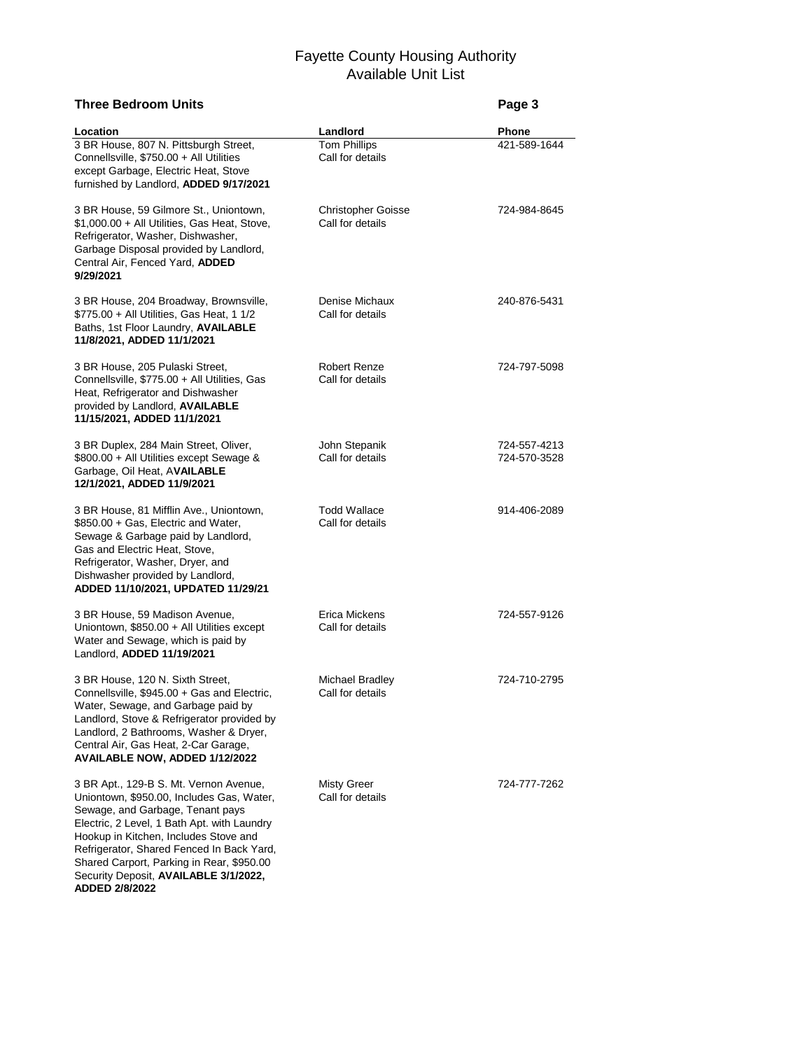# Fayette County Housing Authority
## Available Unit List

### Three Bedroom Units

| Location | Landlord | Phone |
|---|---|---|
| 3 BR House, 807 N. Pittsburgh Street, Connellsville, $750.00 + All Utilities except Garbage, Electric Heat, Stove furnished by Landlord, **ADDED 9/17/2021** | Tom Phillips<br>Call for details | 421-589-1644 |
| 3 BR House, 59 Gilmore St., Uniontown, $1,000.00 + All Utilities, Gas Heat, Stove, Refrigerator, Washer, Dishwasher, Garbage Disposal provided by Landlord, Central Air, Fenced Yard, **ADDED 9/29/2021** | Christopher Goisse<br>Call for details | 724-984-8645 |
| 3 BR House, 204 Broadway, Brownsville, $775.00 + All Utilities, Gas Heat, 1 1/2 Baths, 1st Floor Laundry, **AVAILABLE 11/8/2021, ADDED 11/1/2021** | Denise Michaux<br>Call for details | 240-876-5431 |
| 3 BR House, 205 Pulaski Street, Connellsville, $775.00 + All Utilities, Gas Heat, Refrigerator and Dishwasher provided by Landlord, **AVAILABLE 11/15/2021, ADDED 11/1/2021** | Robert Renze<br>Call for details | 724-797-5098 |
| 3 BR Duplex, 284 Main Street, Oliver, $800.00 + All Utilities except Sewage & Garbage, Oil Heat, A**VAILABLE 12/1/2021, ADDED 11/9/2021** | John Stepanik<br>Call for details | 724-557-4213<br>724-570-3528 |
| 3 BR House, 81 Mifflin Ave., Uniontown, $850.00 + Gas, Electric and Water, Sewage & Garbage paid by Landlord, Gas and Electric Heat, Stove, Refrigerator, Washer, Dryer, and Dishwasher provided by Landlord, **ADDED 11/10/2021, UPDATED 11/29/21** | Todd Wallace<br>Call for details | 914-406-2089 |
| 3 BR House, 59 Madison Avenue, Uniontown, $850.00 + All Utilities except Water and Sewage, which is paid by Landlord, **ADDED 11/19/2021** | Erica Mickens<br>Call for details | 724-557-9126 |
| 3 BR House, 120 N. Sixth Street, Connellsville, $945.00 + Gas and Electric, Water, Sewage, and Garbage paid by Landlord, Stove & Refrigerator provided by Landlord, 2 Bathrooms, Washer & Dryer, Central Air, Gas Heat, 2-Car Garage, **AVAILABLE NOW, ADDED 1/12/2022** | Michael Bradley<br>Call for details | 724-710-2795 |
| 3 BR Apt., 129-B S. Mt. Vernon Avenue, Uniontown, $950.00, Includes Gas, Water, Sewage, and Garbage, Tenant pays Electric, 2 Level, 1 Bath Apt. with Laundry Hookup in Kitchen, Includes Stove and Refrigerator, Shared Fenced In Back Yard, Shared Carport, Parking in Rear, $950.00 Security Deposit, **AVAILABLE 3/1/2022, ADDED 2/8/2022** | Misty Greer<br>Call for details | 724-777-7262 |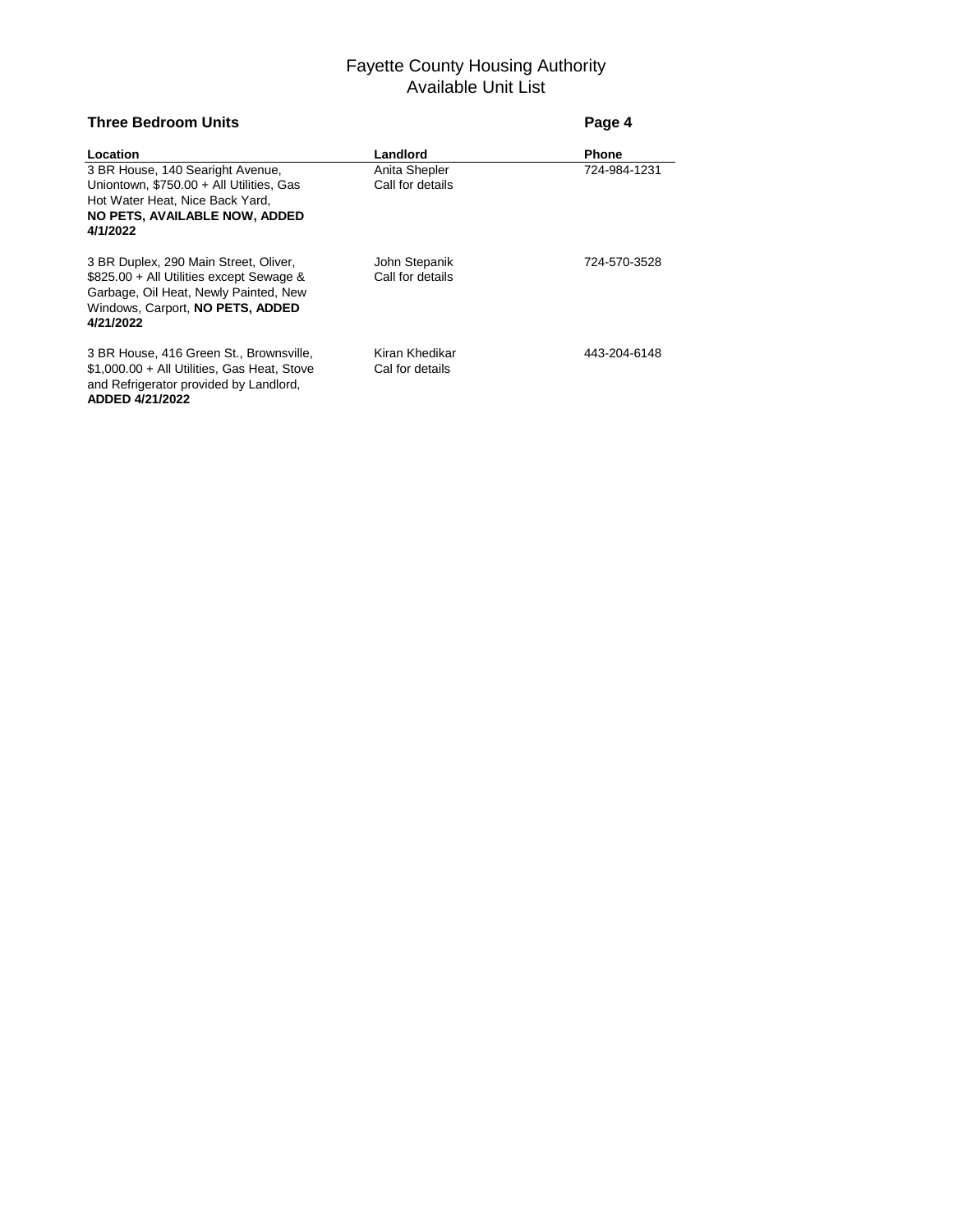# Fayette County Housing Authority
## Available Unit List

**Three Bedroom Units** **Page 4**

| Location | Landlord | Phone |
|---|---|---|
| 3 BR House, 140 Searight Avenue, Uniontown, $750.00 + All Utilities, Gas Hot Water Heat, Nice Back Yard, **NO PETS, AVAILABLE NOW, ADDED 4/1/2022** | Anita Shepler Call for details | 724-984-1231 |
| 3 BR Duplex, 290 Main Street, Oliver, $825.00 + All Utilities except Sewage & Garbage, Oil Heat, Newly Painted, New Windows, Carport, **NO PETS, ADDED 4/21/2022** | John Stepanik Call for details | 724-570-3528 |
| 3 BR House, 416 Green St., Brownsville, $1,000.00 + All Utilities, Gas Heat, Stove and Refrigerator provided by Landlord, **ADDED 4/21/2022** | Kiran Khedikar Cal for details | 443-204-6148 |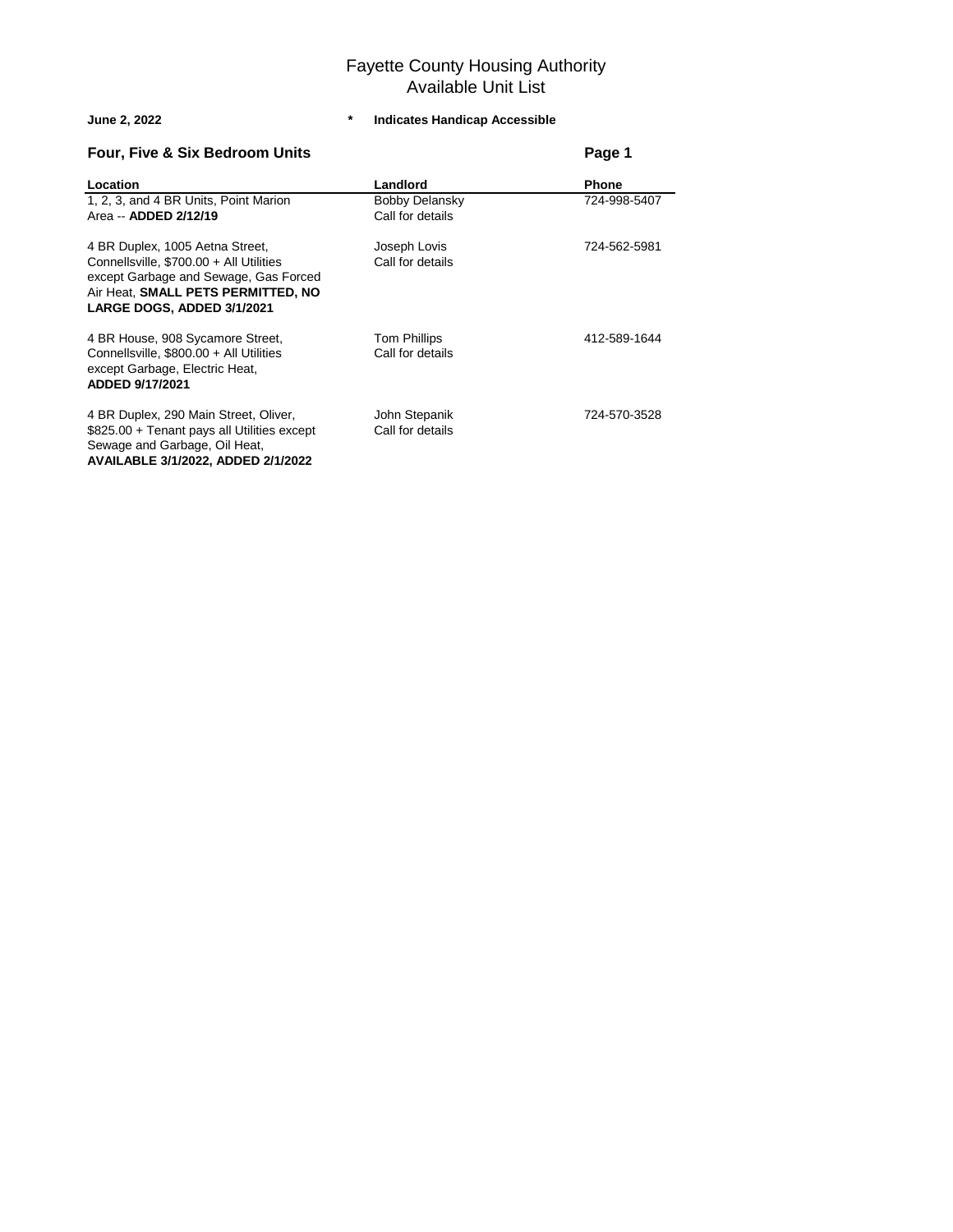# Fayette County Housing Authority
## Available Unit List

**June 2, 2022** **\* Indicates Handicap Accessible**

### Four, Five & Six Bedroom Units

| Location | Landlord | Phone |
|---|---|---|
| 1, 2, 3, and 4 BR Units, Point Marion Area -- **ADDED 2/12/19** | Bobby Delansky<br>Call for details | 724-998-5407 |
| 4 BR Duplex, 1005 Aetna Street, Connellsville, $700.00 + All Utilities except Garbage and Sewage, Gas Forced Air Heat, **SMALL PETS PERMITTED, NO LARGE DOGS, ADDED 3/1/2021** | Joseph Lovis<br>Call for details | 724-562-5981 |
| 4 BR House, 908 Sycamore Street, Connellsville, $800.00 + All Utilities except Garbage, Electric Heat, **ADDED 9/17/2021** | Tom Phillips<br>Call for details | 412-589-1644 |
| 4 BR Duplex, 290 Main Street, Oliver, $825.00 + Tenant pays all Utilities except Sewage and Garbage, Oil Heat, **AVAILABLE 3/1/2022, ADDED 2/1/2022** | John Stepanik<br>Call for details | 724-570-3528 |